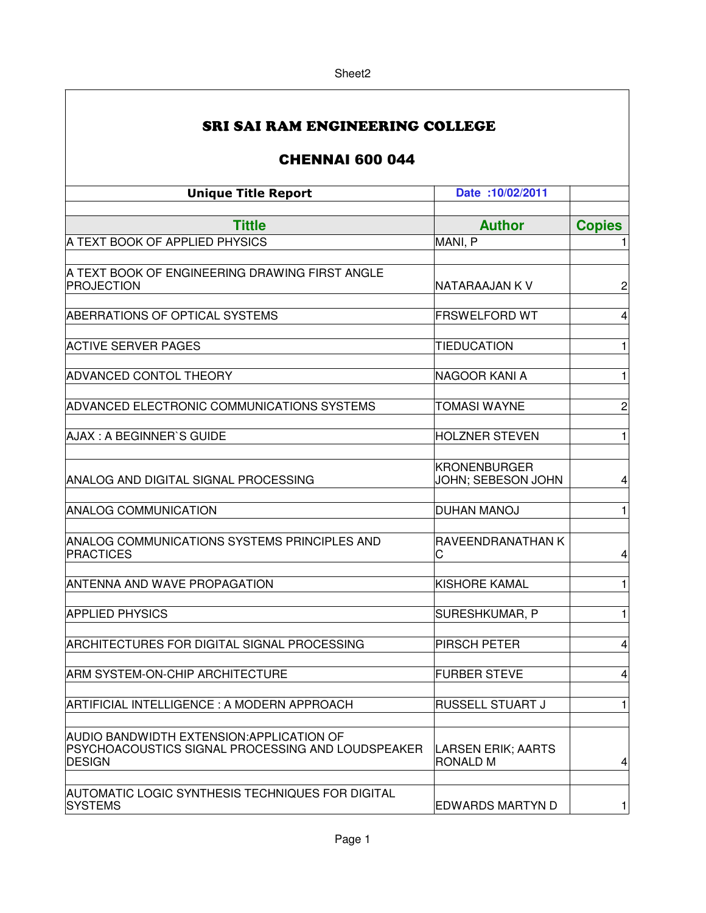# SRI SAI RAM ENGINEERING COLLEGE

## CHENNAI 600 044

| Unique Title Report | Date :10/02/2011 | |
|---|---|---|
| **Tittle** | **Author** | **Copies** |
| A TEXT BOOK OF APPLIED PHYSICS | MANI, P | 1 |
| A TEXT BOOK OF ENGINEERING DRAWING FIRST ANGLE PROJECTION | NATARAAJAN K V | 2 |
| ABERRATIONS OF OPTICAL SYSTEMS | FRSWELFORD WT | 4 |
| ACTIVE SERVER PAGES | TIEDUCATION | 1 |
| ADVANCED CONTOL THEORY | NAGOOR KANI A | 1 |
| ADVANCED ELECTRONIC COMMUNICATIONS SYSTEMS | TOMASI WAYNE | 2 |
| AJAX : A BEGINNER`S GUIDE | HOLZNER STEVEN | 1 |
| ANALOG AND DIGITAL SIGNAL PROCESSING | KRONENBURGER JOHN; SEBESON JOHN | 4 |
| ANALOG COMMUNICATION | DUHAN MANOJ | 1 |
| ANALOG COMMUNICATIONS SYSTEMS PRINCIPLES AND PRACTICES | RAVEENDRANATHAN K C | 4 |
| ANTENNA AND WAVE PROPAGATION | KISHORE KAMAL | 1 |
| APPLIED PHYSICS | SURESHKUMAR, P | 1 |
| ARCHITECTURES FOR DIGITAL SIGNAL PROCESSING | PIRSCH PETER | 4 |
| ARM SYSTEM-ON-CHIP ARCHITECTURE | FURBER STEVE | 4 |
| ARTIFICIAL INTELLIGENCE : A MODERN APPROACH | RUSSELL STUART J | 1 |
| AUDIO BANDWIDTH EXTENSION:APPLICATION OF PSYCHOACOUSTICS SIGNAL PROCESSING AND LOUDSPEAKER DESIGN | LARSEN ERIK; AARTS RONALD M | 4 |
| AUTOMATIC LOGIC SYNTHESIS TECHNIQUES FOR DIGITAL SYSTEMS | EDWARDS MARTYN D | 1 |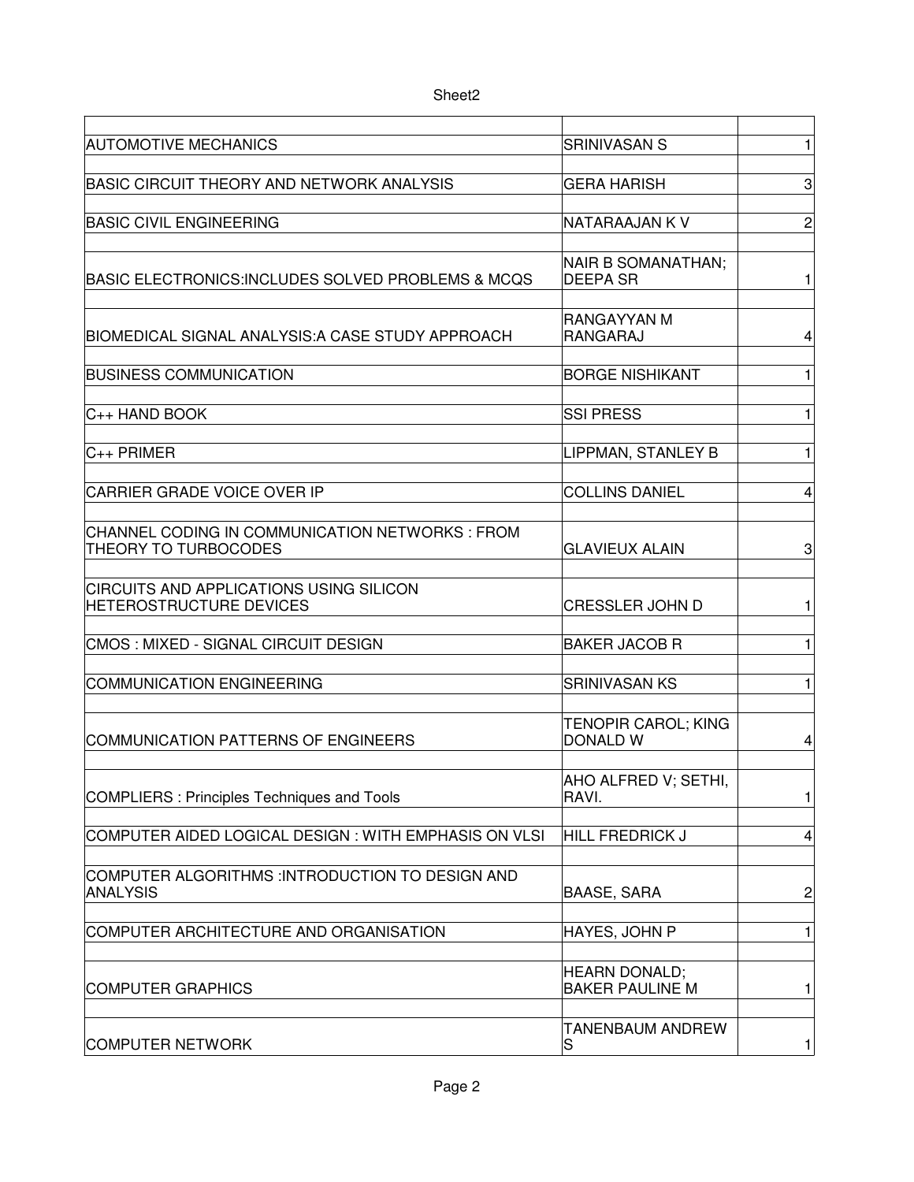| | | |
|---|---|---|
| AUTOMOTIVE MECHANICS | SRINIVASAN S | 1 |
| BASIC CIRCUIT THEORY AND NETWORK ANALYSIS | GERA HARISH | 3 |
| BASIC CIVIL ENGINEERING | NATARAAJAN K V | 2 |
| BASIC ELECTRONICS:INCLUDES SOLVED PROBLEMS & MCQS | NAIR B SOMANATHAN; DEEPA SR | 1 |
| BIOMEDICAL SIGNAL ANALYSIS:A CASE STUDY APPROACH | RANGAYYAN M RANGARAJ | 4 |
| BUSINESS COMMUNICATION | BORGE NISHIKANT | 1 |
| C++ HAND BOOK | SSI PRESS | 1 |
| C++ PRIMER | LIPPMAN, STANLEY B | 1 |
| CARRIER GRADE VOICE OVER IP | COLLINS DANIEL | 4 |
| CHANNEL CODING IN COMMUNICATION NETWORKS : FROM THEORY TO TURBOCODES | GLAVIEUX ALAIN | 3 |
| CIRCUITS AND APPLICATIONS USING SILICON HETEROSTRUCTURE DEVICES | CRESSLER JOHN D | 1 |
| CMOS : MIXED - SIGNAL CIRCUIT DESIGN | BAKER JACOB R | 1 |
| COMMUNICATION ENGINEERING | SRINIVASAN KS | 1 |
| COMMUNICATION PATTERNS OF ENGINEERS | TENOPIR CAROL; KING DONALD W | 4 |
| COMPLIERS : Principles Techniques and Tools | AHO ALFRED V; SETHI, RAVI. | 1 |
| COMPUTER AIDED LOGICAL DESIGN : WITH EMPHASIS ON VLSI | HILL FREDRICK J | 4 |
| COMPUTER ALGORITHMS :INTRODUCTION TO DESIGN AND ANALYSIS | BAASE, SARA | 2 |
| COMPUTER ARCHITECTURE AND ORGANISATION | HAYES, JOHN P | 1 |
| COMPUTER GRAPHICS | HEARN DONALD; BAKER PAULINE M | 1 |
| COMPUTER NETWORK | TANENBAUM ANDREW S | 1 |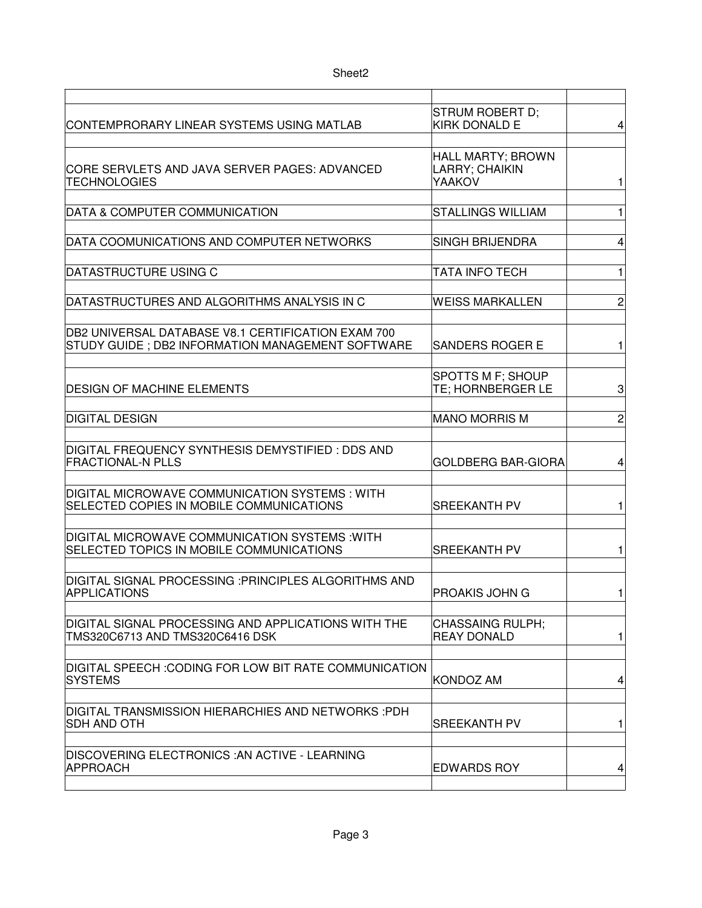| | | |
|---|---|---|
| CONTEMPRORARY LINEAR SYSTEMS USING MATLAB | STRUM ROBERT D; KIRK DONALD E | 4 |
| CORE SERVLETS AND JAVA SERVER PAGES: ADVANCED TECHNOLOGIES | HALL MARTY; BROWN LARRY; CHAIKIN YAAKOV | 1 |
| DATA & COMPUTER COMMUNICATION | STALLINGS WILLIAM | 1 |
| DATA COOMUNICATIONS AND COMPUTER NETWORKS | SINGH BRIJENDRA | 4 |
| DATASTRUCTURE USING C | TATA INFO TECH | 1 |
| DATASTRUCTURES AND ALGORITHMS ANALYSIS IN C | WEISS MARKALLEN | 2 |
| DB2 UNIVERSAL DATABASE V8.1 CERTIFICATION EXAM 700 STUDY GUIDE ; DB2 INFORMATION MANAGEMENT SOFTWARE | SANDERS ROGER E | 1 |
| DESIGN OF MACHINE ELEMENTS | SPOTTS M F; SHOUP TE; HORNBERGER LE | 3 |
| DIGITAL DESIGN | MANO MORRIS M | 2 |
| DIGITAL FREQUENCY SYNTHESIS DEMYSTIFIED : DDS AND FRACTIONAL-N PLLS | GOLDBERG BAR-GIORA | 4 |
| DIGITAL MICROWAVE COMMUNICATION SYSTEMS : WITH SELECTED COPIES IN MOBILE COMMUNICATIONS | SREEKANTH PV | 1 |
| DIGITAL MICROWAVE COMMUNICATION SYSTEMS :WITH SELECTED TOPICS IN MOBILE COMMUNICATIONS | SREEKANTH PV | 1 |
| DIGITAL SIGNAL PROCESSING :PRINCIPLES ALGORITHMS AND APPLICATIONS | PROAKIS JOHN G | 1 |
| DIGITAL SIGNAL PROCESSING AND APPLICATIONS WITH THE TMS320C6713 AND TMS320C6416 DSK | CHASSAING RULPH; REAY DONALD | 1 |
| DIGITAL SPEECH :CODING FOR LOW BIT RATE COMMUNICATION SYSTEMS | KONDOZ AM | 4 |
| DIGITAL TRANSMISSION HIERARCHIES AND NETWORKS :PDH SDH AND OTH | SREEKANTH PV | 1 |
| DISCOVERING ELECTRONICS :AN ACTIVE - LEARNING APPROACH | EDWARDS ROY | 4 |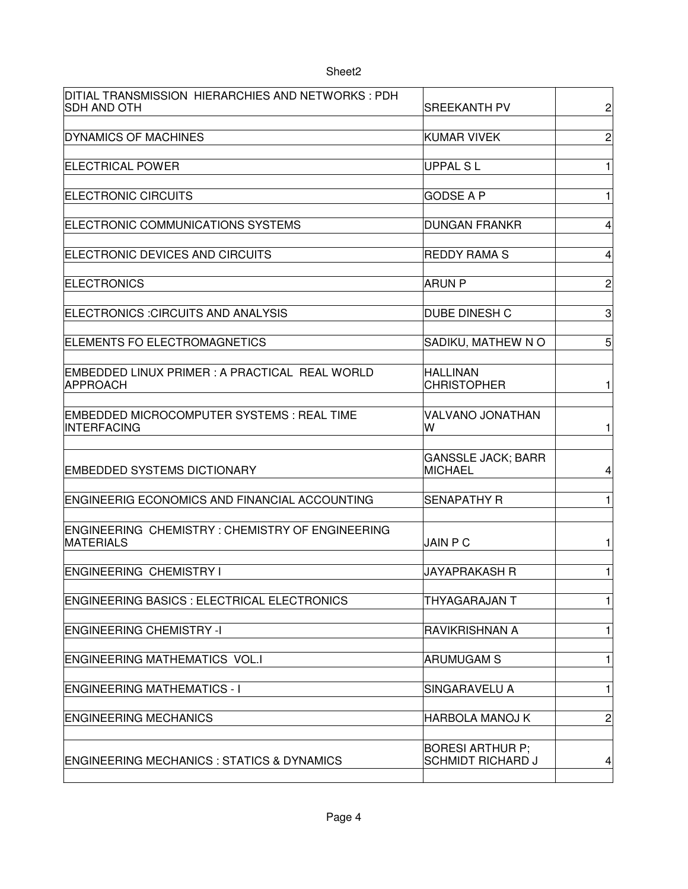| | | |
|---|---|---|
| DITIAL TRANSMISSION HIERARCHIES AND NETWORKS : PDH SDH AND OTH | SREEKANTH PV | 2 |
| DYNAMICS OF MACHINES | KUMAR VIVEK | 2 |
| ELECTRICAL POWER | UPPAL S L | 1 |
| ELECTRONIC CIRCUITS | GODSE A P | 1 |
| ELECTRONIC COMMUNICATIONS SYSTEMS | DUNGAN FRANKR | 4 |
| ELECTRONIC DEVICES AND CIRCUITS | REDDY RAMA S | 4 |
| ELECTRONICS | ARUN P | 2 |
| ELECTRONICS :CIRCUITS AND ANALYSIS | DUBE DINESH C | 3 |
| ELEMENTS FO ELECTROMAGNETICS | SADIKU, MATHEW N O | 5 |
| EMBEDDED LINUX PRIMER : A PRACTICAL REAL WORLD APPROACH | HALLINAN CHRISTOPHER | 1 |
| EMBEDDED MICROCOMPUTER SYSTEMS : REAL TIME INTERFACING | VALVANO JONATHAN W | 1 |
| EMBEDDED SYSTEMS DICTIONARY | GANSSLE JACK; BARR MICHAEL | 4 |
| ENGINEERIG ECONOMICS AND FINANCIAL ACCOUNTING | SENAPATHY R | 1 |
| ENGINEERING CHEMISTRY : CHEMISTRY OF ENGINEERING MATERIALS | JAIN P C | 1 |
| ENGINEERING CHEMISTRY I | JAYAPRAKASH R | 1 |
| ENGINEERING BASICS : ELECTRICAL ELECTRONICS | THYAGARAJAN T | 1 |
| ENGINEERING CHEMISTRY -I | RAVIKRISHNAN A | 1 |
| ENGINEERING MATHEMATICS VOL.I | ARUMUGAM S | 1 |
| ENGINEERING MATHEMATICS - I | SINGARAVELU A | 1 |
| ENGINEERING MECHANICS | HARBOLA MANOJ K | 2 |
| ENGINEERING MECHANICS : STATICS & DYNAMICS | BORESI ARTHUR P; SCHMIDT RICHARD J | 4 |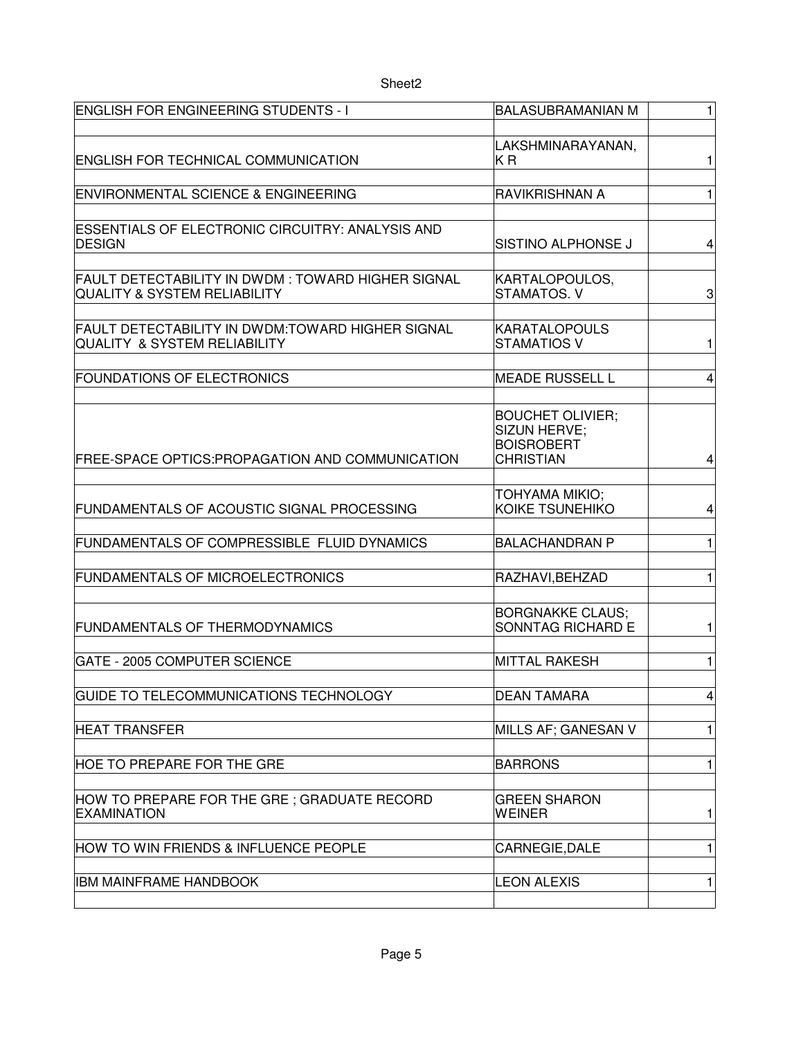| | | |
|---|---|---|
| ENGLISH FOR ENGINEERING STUDENTS - I | BALASUBRAMANIAN M | 1 |
| ENGLISH FOR TECHNICAL COMMUNICATION | LAKSHMINARAYANAN, K R | 1 |
| ENVIRONMENTAL SCIENCE & ENGINEERING | RAVIKRISHNAN A | 1 |
| ESSENTIALS OF ELECTRONIC CIRCUITRY: ANALYSIS AND DESIGN | SISTINO ALPHONSE J | 4 |
| FAULT DETECTABILITY IN DWDM : TOWARD HIGHER SIGNAL QUALITY & SYSTEM RELIABILITY | KARTALOPOULOS, STAMATOS. V | 3 |
| FAULT DETECTABILITY IN DWDM:TOWARD HIGHER SIGNAL QUALITY & SYSTEM RELIABILITY | KARATALOPOULS STAMATIOS V | 1 |
| FOUNDATIONS OF ELECTRONICS | MEADE RUSSELL L | 4 |
| FREE-SPACE OPTICS:PROPAGATION AND COMMUNICATION | BOUCHET OLIVIER; SIZUN HERVE; BOISROBERT CHRISTIAN | 4 |
| FUNDAMENTALS OF ACOUSTIC SIGNAL PROCESSING | TOHYAMA MIKIO; KOIKE TSUNEHIKO | 4 |
| FUNDAMENTALS OF COMPRESSIBLE FLUID DYNAMICS | BALACHANDRAN P | 1 |
| FUNDAMENTALS OF MICROELECTRONICS | RAZHAVI,BEHZAD | 1 |
| FUNDAMENTALS OF THERMODYNAMICS | BORGNAKKE CLAUS; SONNTAG RICHARD E | 1 |
| GATE - 2005 COMPUTER SCIENCE | MITTAL RAKESH | 1 |
| GUIDE TO TELECOMMUNICATIONS TECHNOLOGY | DEAN TAMARA | 4 |
| HEAT TRANSFER | MILLS AF; GANESAN V | 1 |
| HOE TO PREPARE FOR THE GRE | BARRONS | 1 |
| HOW TO PREPARE FOR THE GRE ; GRADUATE RECORD EXAMINATION | GREEN SHARON WEINER | 1 |
| HOW TO WIN FRIENDS & INFLUENCE PEOPLE | CARNEGIE,DALE | 1 |
| IBM MAINFRAME HANDBOOK | LEON ALEXIS | 1 |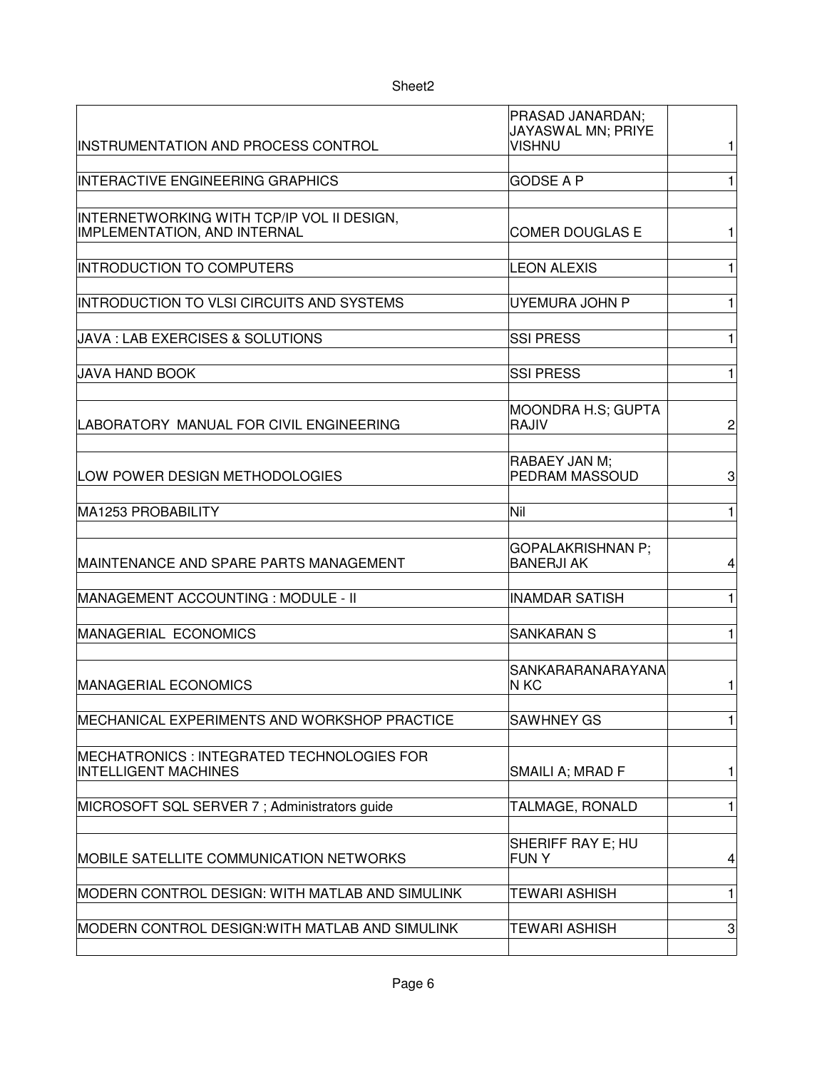| | | |
|---|---|---|
| INSTRUMENTATION AND PROCESS CONTROL | PRASAD JANARDAN; JAYASWAL MN; PRIYE VISHNU | 1 |
| INTERACTIVE ENGINEERING GRAPHICS | GODSE A P | 1 |
| INTERNETWORKING WITH TCP/IP VOL II DESIGN, IMPLEMENTATION, AND INTERNAL | COMER DOUGLAS E | 1 |
| INTRODUCTION TO COMPUTERS | LEON ALEXIS | 1 |
| INTRODUCTION TO VLSI CIRCUITS AND SYSTEMS | UYEMURA JOHN P | 1 |
| JAVA : LAB EXERCISES & SOLUTIONS | SSI PRESS | 1 |
| JAVA HAND BOOK | SSI PRESS | 1 |
| LABORATORY MANUAL FOR CIVIL ENGINEERING | MOONDRA H.S; GUPTA RAJIV | 2 |
| LOW POWER DESIGN METHODOLOGIES | RABAEY JAN M; PEDRAM MASSOUD | 3 |
| MA1253 PROBABILITY | Nil | 1 |
| MAINTENANCE AND SPARE PARTS MANAGEMENT | GOPALAKRISHNAN P; BANERJI AK | 4 |
| MANAGEMENT ACCOUNTING : MODULE - II | INAMDAR SATISH | 1 |
| MANAGERIAL ECONOMICS | SANKARAN S | 1 |
| MANAGERIAL ECONOMICS | SANKARARANARAYANAN KC | 1 |
| MECHANICAL EXPERIMENTS AND WORKSHOP PRACTICE | SAWHNEY GS | 1 |
| MECHATRONICS : INTEGRATED TECHNOLOGIES FOR INTELLIGENT MACHINES | SMAILI A; MRAD F | 1 |
| MICROSOFT SQL SERVER 7 ; Administrators guide | TALMAGE, RONALD | 1 |
| MOBILE SATELLITE COMMUNICATION NETWORKS | SHERIFF RAY E; HU FUN Y | 4 |
| MODERN CONTROL DESIGN: WITH MATLAB AND SIMULINK | TEWARI ASHISH | 1 |
| MODERN CONTROL DESIGN:WITH MATLAB AND SIMULINK | TEWARI ASHISH | 3 |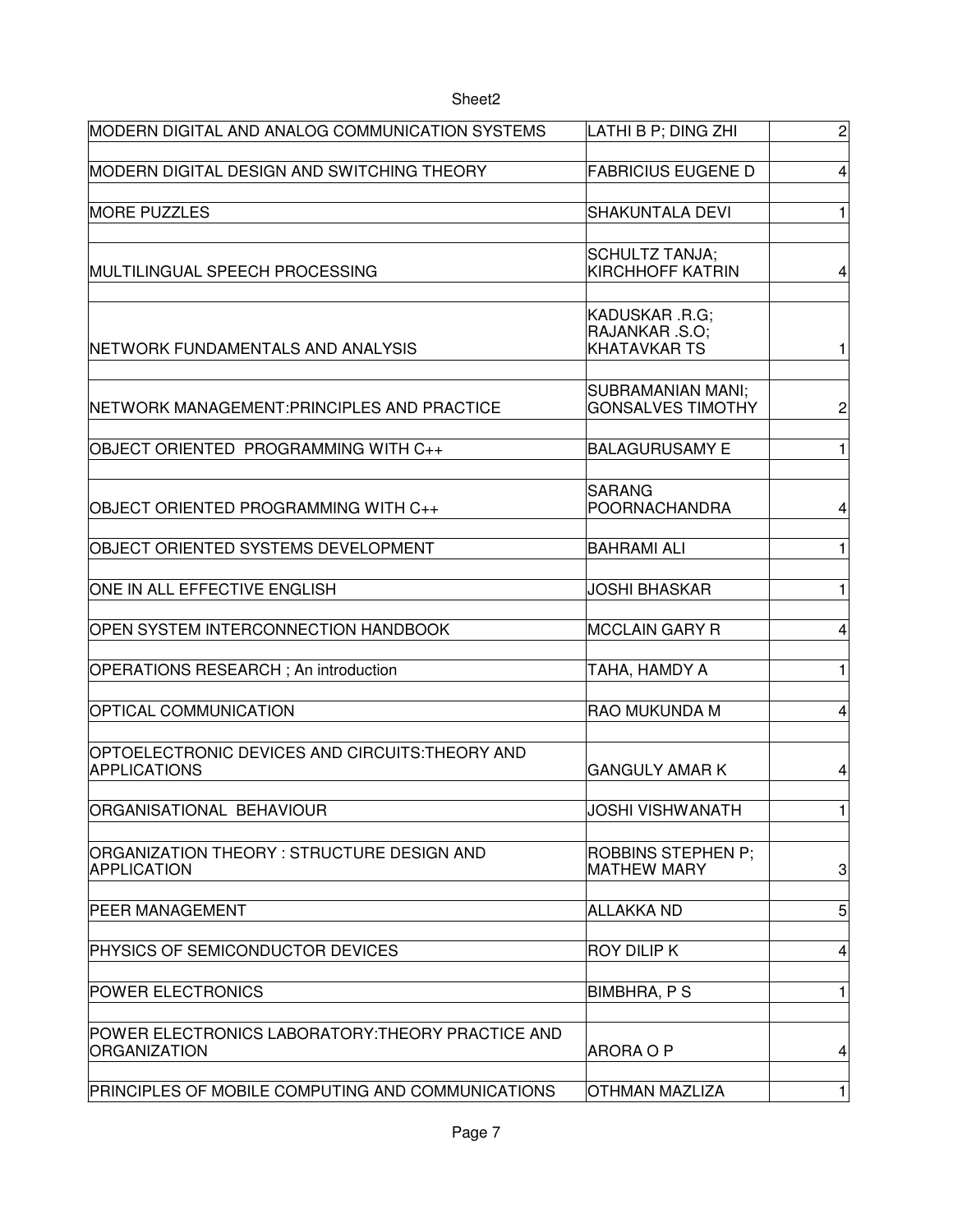| | | |
|---|---|---|
| MODERN DIGITAL AND ANALOG COMMUNICATION SYSTEMS | LATHI B P; DING ZHI | 2 |
| MODERN DIGITAL DESIGN AND SWITCHING THEORY | FABRICIUS EUGENE D | 4 |
| MORE PUZZLES | SHAKUNTALA DEVI | 1 |
| MULTILINGUAL SPEECH PROCESSING | SCHULTZ TANJA; KIRCHHOFF KATRIN | 4 |
| NETWORK FUNDAMENTALS AND ANALYSIS | KADUSKAR .R.G; RAJANKAR .S.O; KHATAVKAR TS | 1 |
| NETWORK MANAGEMENT:PRINCIPLES AND PRACTICE | SUBRAMANIAN MANI; GONSALVES TIMOTHY | 2 |
| OBJECT ORIENTED PROGRAMMING WITH C++ | BALAGURUSAMY E | 1 |
| OBJECT ORIENTED PROGRAMMING WITH C++ | SARANG POORNACHANDRA | 4 |
| OBJECT ORIENTED SYSTEMS DEVELOPMENT | BAHRAMI ALI | 1 |
| ONE IN ALL EFFECTIVE ENGLISH | JOSHI BHASKAR | 1 |
| OPEN SYSTEM INTERCONNECTION HANDBOOK | MCCLAIN GARY R | 4 |
| OPERATIONS RESEARCH ; An introduction | TAHA, HAMDY A | 1 |
| OPTICAL COMMUNICATION | RAO MUKUNDA M | 4 |
| OPTOELECTRONIC DEVICES AND CIRCUITS:THEORY AND APPLICATIONS | GANGULY AMAR K | 4 |
| ORGANISATIONAL BEHAVIOUR | JOSHI VISHWANATH | 1 |
| ORGANIZATION THEORY : STRUCTURE DESIGN AND APPLICATION | ROBBINS STEPHEN P; MATHEW MARY | 3 |
| PEER MANAGEMENT | ALLAKKA ND | 5 |
| PHYSICS OF SEMICONDUCTOR DEVICES | ROY DILIP K | 4 |
| POWER ELECTRONICS | BIMBHRA, P S | 1 |
| POWER ELECTRONICS LABORATORY:THEORY PRACTICE AND ORGANIZATION | ARORA O P | 4 |
| PRINCIPLES OF MOBILE COMPUTING AND COMMUNICATIONS | OTHMAN MAZLIZA | 1 |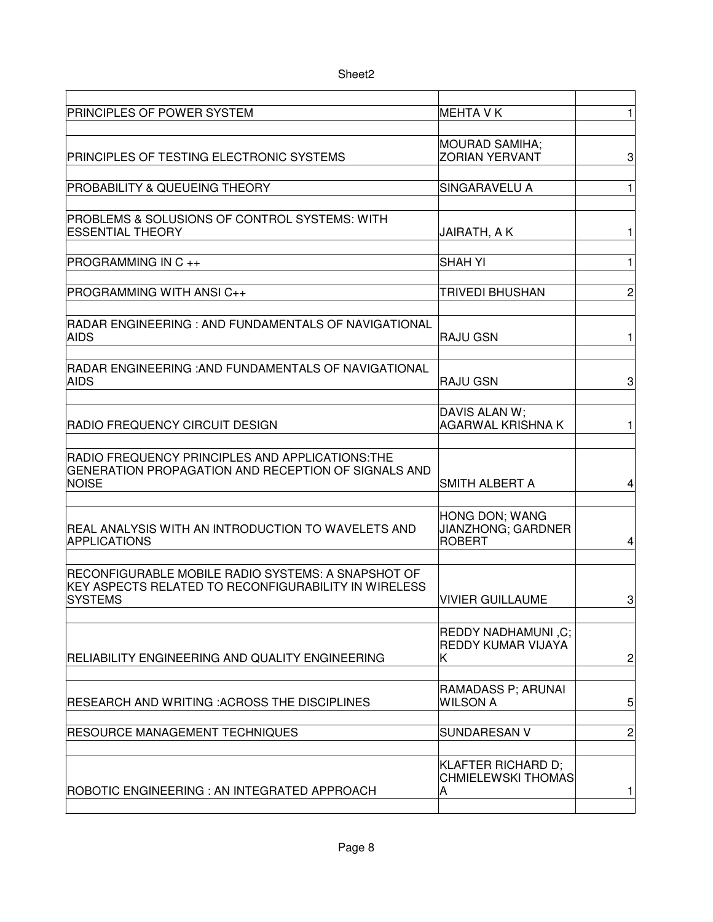| | | |
|---|---|---|
| PRINCIPLES OF POWER SYSTEM | MEHTA V K | 1 |
| PRINCIPLES OF TESTING ELECTRONIC SYSTEMS | MOURAD SAMIHA; ZORIAN YERVANT | 3 |
| PROBABILITY & QUEUEING THEORY | SINGARAVELU A | 1 |
| PROBLEMS & SOLUSIONS OF CONTROL SYSTEMS: WITH ESSENTIAL THEORY | JAIRATH, A K | 1 |
| PROGRAMMING IN C ++ | SHAH YI | 1 |
| PROGRAMMING WITH ANSI C++ | TRIVEDI BHUSHAN | 2 |
| RADAR ENGINEERING : AND FUNDAMENTALS OF NAVIGATIONAL AIDS | RAJU GSN | 1 |
| RADAR ENGINEERING :AND FUNDAMENTALS OF NAVIGATIONAL AIDS | RAJU GSN | 3 |
| RADIO FREQUENCY CIRCUIT DESIGN | DAVIS ALAN W; AGARWAL KRISHNA K | 1 |
| RADIO FREQUENCY PRINCIPLES AND APPLICATIONS:THE GENERATION PROPAGATION AND RECEPTION OF SIGNALS AND NOISE | SMITH ALBERT A | 4 |
| REAL ANALYSIS WITH AN INTRODUCTION TO WAVELETS AND APPLICATIONS | HONG DON; WANG JIANZHONG; GARDNER ROBERT | 4 |
| RECONFIGURABLE MOBILE RADIO SYSTEMS: A SNAPSHOT OF KEY ASPECTS RELATED TO RECONFIGURABILITY IN WIRELESS SYSTEMS | VIVIER GUILLAUME | 3 |
| RELIABILITY ENGINEERING AND QUALITY ENGINEERING | REDDY NADHAMUNI ,C; REDDY KUMAR VIJAYA K | 2 |
| RESEARCH AND WRITING :ACROSS THE DISCIPLINES | RAMADASS P; ARUNAI WILSON A | 5 |
| RESOURCE MANAGEMENT TECHNIQUES | SUNDARESAN V | 2 |
| ROBOTIC ENGINEERING : AN INTEGRATED APPROACH | KLAFTER RICHARD D; CHMIELEWSKI THOMAS A | 1 |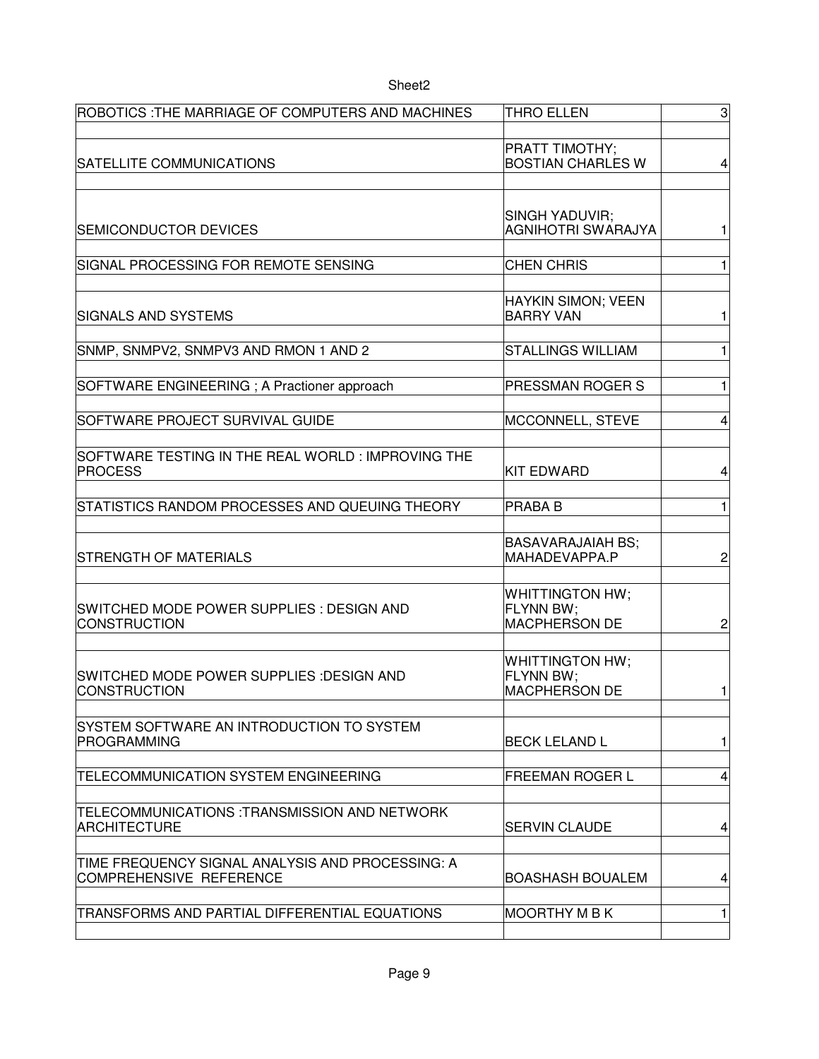| ROBOTICS :THE MARRIAGE OF COMPUTERS AND MACHINES | THRO ELLEN | 3 |
|---|---|---|
| | | |
| SATELLITE COMMUNICATIONS | PRATT TIMOTHY; BOSTIAN CHARLES W | 4 |
| | | |
| SEMICONDUCTOR DEVICES | SINGH YADUVIR; AGNIHOTRI SWARAJYA | 1 |
| | | |
| SIGNAL PROCESSING FOR REMOTE SENSING | CHEN CHRIS | 1 |
| | | |
| SIGNALS AND SYSTEMS | HAYKIN SIMON; VEEN BARRY VAN | 1 |
| | | |
| SNMP, SNMPV2, SNMPV3 AND RMON 1 AND 2 | STALLINGS WILLIAM | 1 |
| | | |
| SOFTWARE ENGINEERING ; A Practioner approach | PRESSMAN ROGER S | 1 |
| | | |
| SOFTWARE PROJECT SURVIVAL GUIDE | MCCONNELL, STEVE | 4 |
| | | |
| SOFTWARE TESTING IN THE REAL WORLD : IMPROVING THE PROCESS | KIT EDWARD | 4 |
| | | |
| STATISTICS RANDOM PROCESSES AND QUEUING THEORY | PRABA B | 1 |
| | | |
| STRENGTH OF MATERIALS | BASAVARAJAIAH BS; MAHADEVAPPA.P | 2 |
| | | |
| SWITCHED MODE POWER SUPPLIES : DESIGN AND CONSTRUCTION | WHITTINGTON HW; FLYNN BW; MACPHERSON DE | 2 |
| | | |
| SWITCHED MODE POWER SUPPLIES :DESIGN AND CONSTRUCTION | WHITTINGTON HW; FLYNN BW; MACPHERSON DE | 1 |
| | | |
| SYSTEM SOFTWARE AN INTRODUCTION TO SYSTEM PROGRAMMING | BECK LELAND L | 1 |
| | | |
| TELECOMMUNICATION SYSTEM ENGINEERING | FREEMAN ROGER L | 4 |
| | | |
| TELECOMMUNICATIONS :TRANSMISSION AND NETWORK ARCHITECTURE | SERVIN CLAUDE | 4 |
| | | |
| TIME FREQUENCY SIGNAL ANALYSIS AND PROCESSING: A COMPREHENSIVE REFERENCE | BOASHASH BOUALEM | 4 |
| | | |
| TRANSFORMS AND PARTIAL DIFFERENTIAL EQUATIONS | MOORTHY M B K | 1 |
| | | |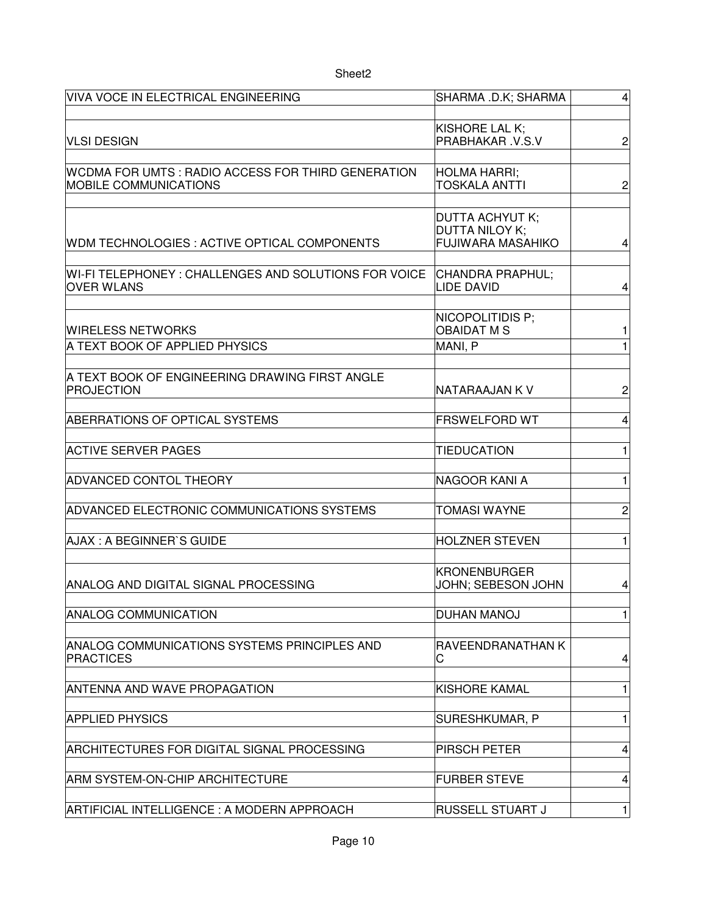| | | |
|---|---|---|
| VIVA VOCE IN ELECTRICAL ENGINEERING | SHARMA .D.K; SHARMA | 4 |
| VLSI DESIGN | KISHORE LAL K; PRABHAKAR .V.S.V | 2 |
| WCDMA FOR UMTS : RADIO ACCESS FOR THIRD GENERATION MOBILE COMMUNICATIONS | HOLMA HARRI; TOSKALA ANTTI | 2 |
| WDM TECHNOLOGIES : ACTIVE OPTICAL COMPONENTS | DUTTA ACHYUT K; DUTTA NILOY K; FUJIWARA MASAHIKO | 4 |
| WI-FI TELEPHONEY : CHALLENGES AND SOLUTIONS FOR VOICE OVER WLANS | CHANDRA PRAPHUL; LIDE DAVID | 4 |
| WIRELESS NETWORKS | NICOPOLITIDIS P; OBAIDAT M S | 1 |
| A TEXT BOOK OF APPLIED PHYSICS | MANI, P | 1 |
| A TEXT BOOK OF ENGINEERING DRAWING FIRST ANGLE PROJECTION | NATARAAJAN K V | 2 |
| ABERRATIONS OF OPTICAL SYSTEMS | FRSWELFORD WT | 4 |
| ACTIVE SERVER PAGES | TIEDUCATION | 1 |
| ADVANCED CONTOL THEORY | NAGOOR KANI A | 1 |
| ADVANCED ELECTRONIC COMMUNICATIONS SYSTEMS | TOMASI WAYNE | 2 |
| AJAX : A BEGINNER`S GUIDE | HOLZNER STEVEN | 1 |
| ANALOG AND DIGITAL SIGNAL PROCESSING | KRONENBURGER JOHN; SEBESON JOHN | 4 |
| ANALOG COMMUNICATION | DUHAN MANOJ | 1 |
| ANALOG COMMUNICATIONS SYSTEMS PRINCIPLES AND PRACTICES | RAVEENDRANATHAN K C | 4 |
| ANTENNA AND WAVE PROPAGATION | KISHORE KAMAL | 1 |
| APPLIED PHYSICS | SURESHKUMAR, P | 1 |
| ARCHITECTURES FOR DIGITAL SIGNAL PROCESSING | PIRSCH PETER | 4 |
| ARM SYSTEM-ON-CHIP ARCHITECTURE | FURBER STEVE | 4 |
| ARTIFICIAL INTELLIGENCE : A MODERN APPROACH | RUSSELL STUART J | 1 |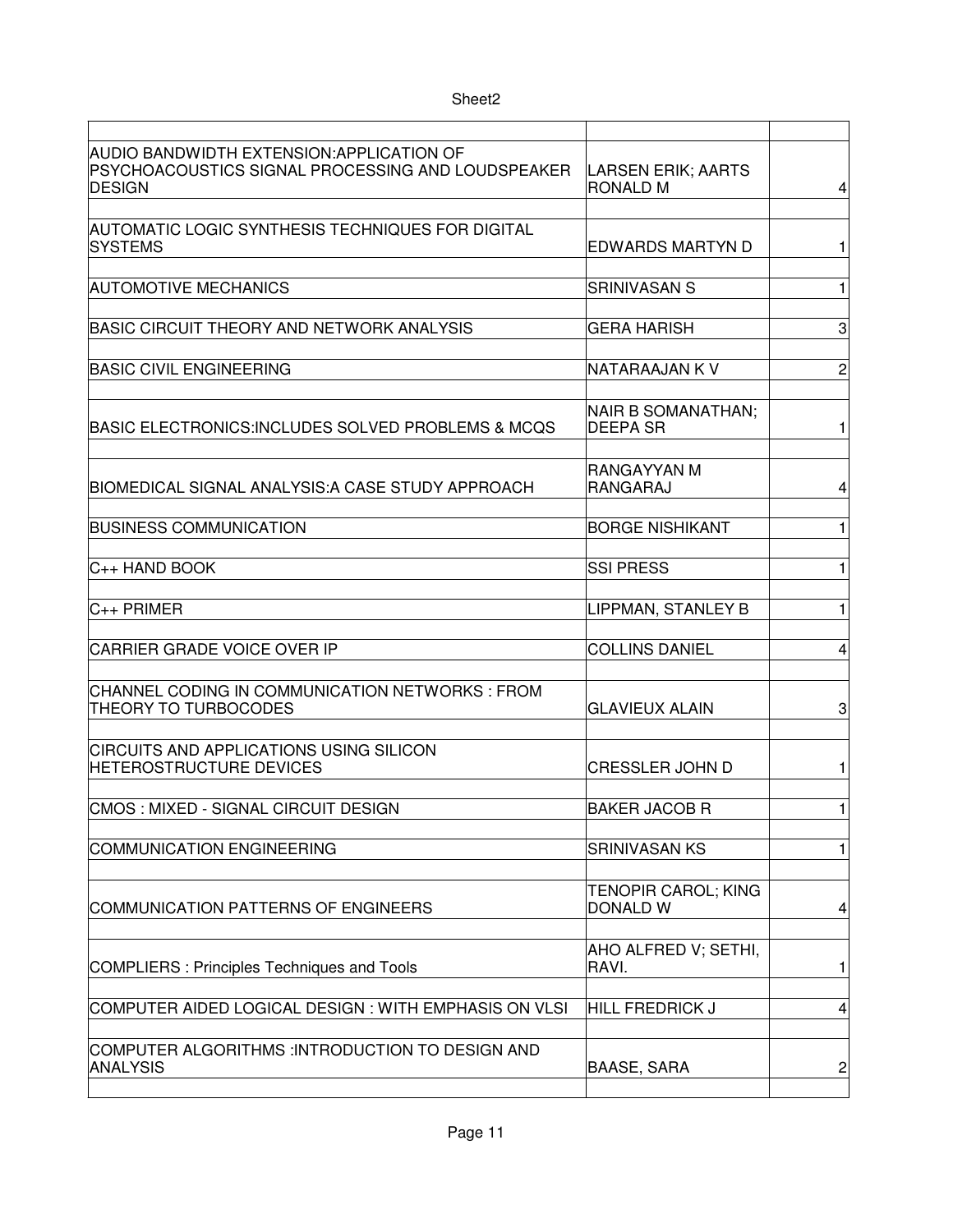| | | |
|---|---|---|
| AUDIO BANDWIDTH EXTENSION:APPLICATION OF PSYCHOACOUSTICS SIGNAL PROCESSING AND LOUDSPEAKER DESIGN | LARSEN ERIK; AARTS RONALD M | 4 |
| AUTOMATIC LOGIC SYNTHESIS TECHNIQUES FOR DIGITAL SYSTEMS | EDWARDS MARTYN D | 1 |
| AUTOMOTIVE MECHANICS | SRINIVASAN S | 1 |
| BASIC CIRCUIT THEORY AND NETWORK ANALYSIS | GERA HARISH | 3 |
| BASIC CIVIL ENGINEERING | NATARAAJAN K V | 2 |
| BASIC ELECTRONICS:INCLUDES SOLVED PROBLEMS & MCQS | NAIR B SOMANATHAN; DEEPA SR | 1 |
| BIOMEDICAL SIGNAL ANALYSIS:A CASE STUDY APPROACH | RANGAYYAN M RANGARAJ | 4 |
| BUSINESS COMMUNICATION | BORGE NISHIKANT | 1 |
| C++ HAND BOOK | SSI PRESS | 1 |
| C++ PRIMER | LIPPMAN, STANLEY B | 1 |
| CARRIER GRADE VOICE OVER IP | COLLINS DANIEL | 4 |
| CHANNEL CODING IN COMMUNICATION NETWORKS : FROM THEORY TO TURBOCODES | GLAVIEUX ALAIN | 3 |
| CIRCUITS AND APPLICATIONS USING SILICON HETEROSTRUCTURE DEVICES | CRESSLER JOHN D | 1 |
| CMOS : MIXED - SIGNAL CIRCUIT DESIGN | BAKER JACOB R | 1 |
| COMMUNICATION ENGINEERING | SRINIVASAN KS | 1 |
| COMMUNICATION PATTERNS OF ENGINEERS | TENOPIR CAROL; KING DONALD W | 4 |
| COMPLIERS : Principles Techniques and Tools | AHO ALFRED V; SETHI, RAVI. | 1 |
| COMPUTER AIDED LOGICAL DESIGN : WITH EMPHASIS ON VLSI | HILL FREDRICK J | 4 |
| COMPUTER ALGORITHMS :INTRODUCTION TO DESIGN AND ANALYSIS | BAASE, SARA | 2 |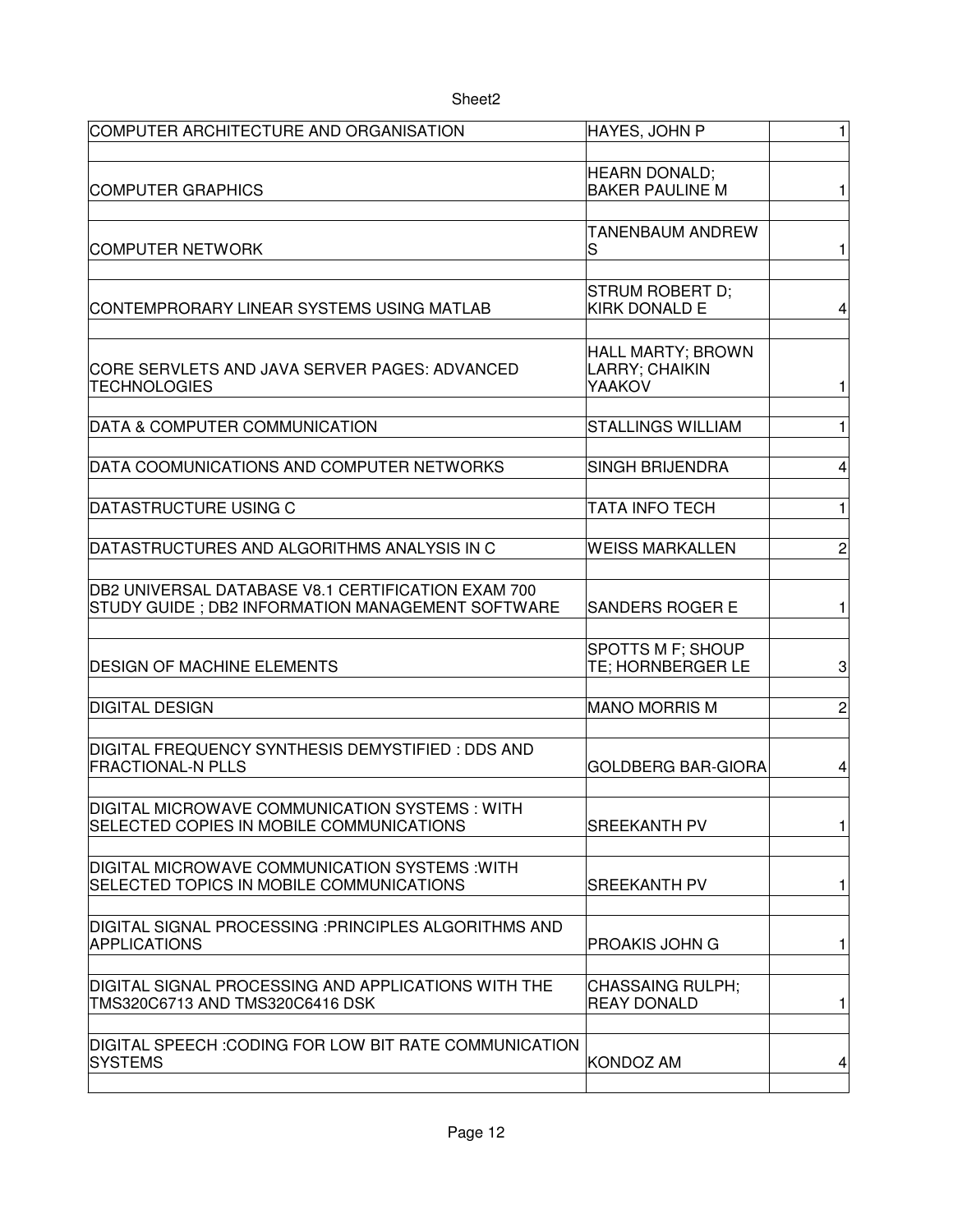| COMPUTER ARCHITECTURE AND ORGANISATION | HAYES, JOHN P | 1 |
|---|---|---|
| COMPUTER GRAPHICS | HEARN DONALD; BAKER PAULINE M | 1 |
| COMPUTER NETWORK | TANENBAUM ANDREW S | 1 |
| CONTEMPRORARY LINEAR SYSTEMS USING MATLAB | STRUM ROBERT D; KIRK DONALD E | 4 |
| CORE SERVLETS AND JAVA SERVER PAGES: ADVANCED TECHNOLOGIES | HALL MARTY; BROWN LARRY; CHAIKIN YAAKOV | 1 |
| DATA & COMPUTER COMMUNICATION | STALLINGS WILLIAM | 1 |
| DATA COOMUNICATIONS AND COMPUTER NETWORKS | SINGH BRIJENDRA | 4 |
| DATASTRUCTURE USING C | TATA INFO TECH | 1 |
| DATASTRUCTURES AND ALGORITHMS ANALYSIS IN C | WEISS MARKALLEN | 2 |
| DB2 UNIVERSAL DATABASE V8.1 CERTIFICATION EXAM 700 STUDY GUIDE ; DB2 INFORMATION MANAGEMENT SOFTWARE | SANDERS ROGER E | 1 |
| DESIGN OF MACHINE ELEMENTS | SPOTTS M F; SHOUP TE; HORNBERGER LE | 3 |
| DIGITAL DESIGN | MANO MORRIS M | 2 |
| DIGITAL FREQUENCY SYNTHESIS DEMYSTIFIED : DDS AND FRACTIONAL-N PLLS | GOLDBERG BAR-GIORA | 4 |
| DIGITAL MICROWAVE COMMUNICATION SYSTEMS : WITH SELECTED COPIES IN MOBILE COMMUNICATIONS | SREEKANTH PV | 1 |
| DIGITAL MICROWAVE COMMUNICATION SYSTEMS :WITH SELECTED TOPICS IN MOBILE COMMUNICATIONS | SREEKANTH PV | 1 |
| DIGITAL SIGNAL PROCESSING :PRINCIPLES ALGORITHMS AND APPLICATIONS | PROAKIS JOHN G | 1 |
| DIGITAL SIGNAL PROCESSING AND APPLICATIONS WITH THE TMS320C6713 AND TMS320C6416 DSK | CHASSAING RULPH; REAY DONALD | 1 |
| DIGITAL SPEECH :CODING FOR LOW BIT RATE COMMUNICATION SYSTEMS | KONDOZ AM | 4 |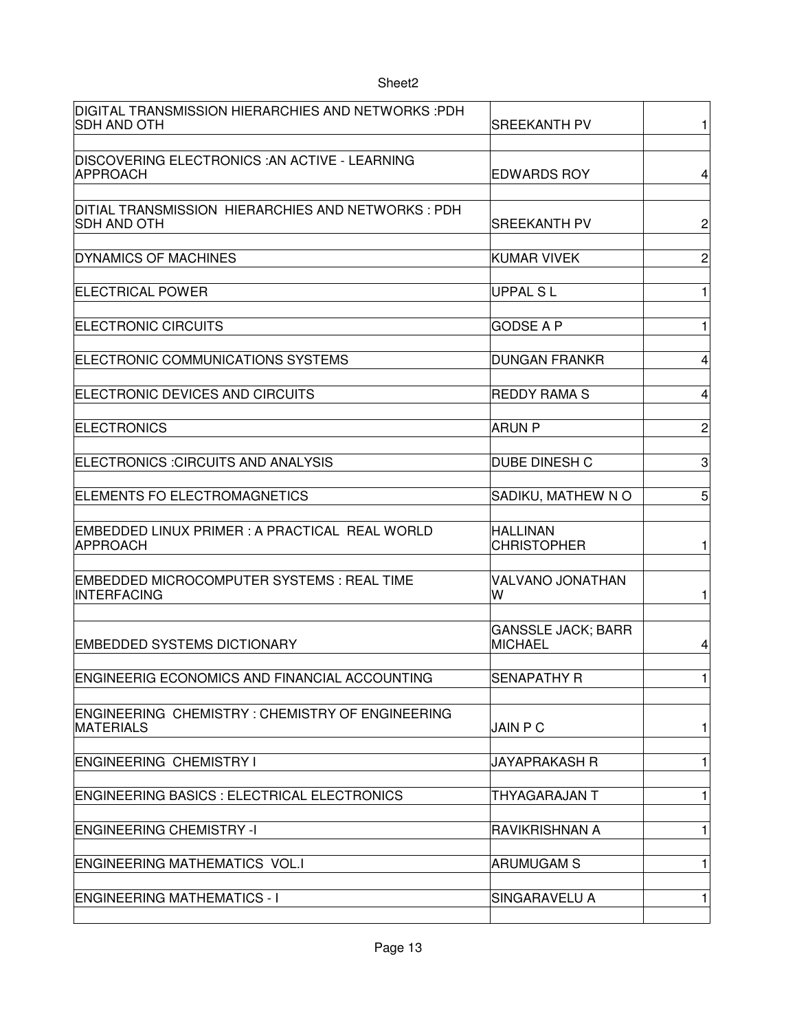| | | |
|---|---|---|
| DIGITAL TRANSMISSION HIERARCHIES AND NETWORKS :PDH SDH AND OTH | SREEKANTH PV | 1 |
| DISCOVERING ELECTRONICS :AN ACTIVE - LEARNING APPROACH | EDWARDS ROY | 4 |
| DITIAL TRANSMISSION HIERARCHIES AND NETWORKS : PDH SDH AND OTH | SREEKANTH PV | 2 |
| DYNAMICS OF MACHINES | KUMAR VIVEK | 2 |
| ELECTRICAL POWER | UPPAL S L | 1 |
| ELECTRONIC CIRCUITS | GODSE A P | 1 |
| ELECTRONIC COMMUNICATIONS SYSTEMS | DUNGAN FRANKR | 4 |
| ELECTRONIC DEVICES AND CIRCUITS | REDDY RAMA S | 4 |
| ELECTRONICS | ARUN P | 2 |
| ELECTRONICS :CIRCUITS AND ANALYSIS | DUBE DINESH C | 3 |
| ELEMENTS FO ELECTROMAGNETICS | SADIKU, MATHEW N O | 5 |
| EMBEDDED LINUX PRIMER : A PRACTICAL REAL WORLD APPROACH | HALLINAN CHRISTOPHER | 1 |
| EMBEDDED MICROCOMPUTER SYSTEMS : REAL TIME INTERFACING | VALVANO JONATHAN W | 1 |
| EMBEDDED SYSTEMS DICTIONARY | GANSSLE JACK; BARR MICHAEL | 4 |
| ENGINEERIG ECONOMICS AND FINANCIAL ACCOUNTING | SENAPATHY R | 1 |
| ENGINEERING CHEMISTRY : CHEMISTRY OF ENGINEERING MATERIALS | JAIN P C | 1 |
| ENGINEERING CHEMISTRY I | JAYAPRAKASH R | 1 |
| ENGINEERING BASICS : ELECTRICAL ELECTRONICS | THYAGARAJAN T | 1 |
| ENGINEERING CHEMISTRY -I | RAVIKRISHNAN A | 1 |
| ENGINEERING MATHEMATICS VOL.I | ARUMUGAM S | 1 |
| ENGINEERING MATHEMATICS - I | SINGARAVELU A | 1 |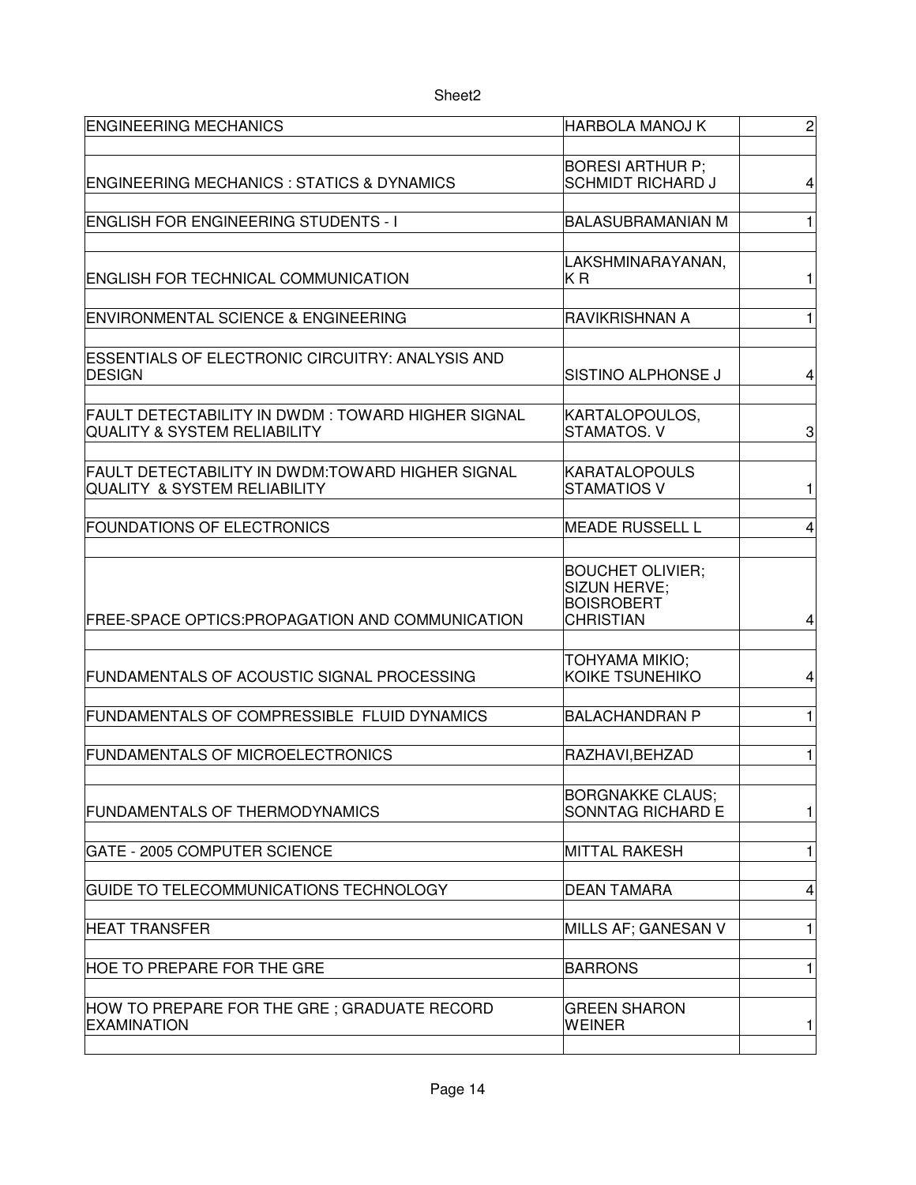| ENGINEERING MECHANICS | HARBOLA MANOJ K | 2 |
|---|---|---|
| ENGINEERING MECHANICS : STATICS & DYNAMICS | BORESI ARTHUR P; SCHMIDT RICHARD J | 4 |
| ENGLISH FOR ENGINEERING STUDENTS - I | BALASUBRAMANIAN M | 1 |
| ENGLISH FOR TECHNICAL COMMUNICATION | LAKSHMINARAYANAN, K R | 1 |
| ENVIRONMENTAL SCIENCE & ENGINEERING | RAVIKRISHNAN A | 1 |
| ESSENTIALS OF ELECTRONIC CIRCUITRY: ANALYSIS AND DESIGN | SISTINO ALPHONSE J | 4 |
| FAULT DETECTABILITY IN DWDM : TOWARD HIGHER SIGNAL QUALITY & SYSTEM RELIABILITY | KARTALOPOULOS, STAMATOS. V | 3 |
| FAULT DETECTABILITY IN DWDM:TOWARD HIGHER SIGNAL QUALITY & SYSTEM RELIABILITY | KARATALOPOULS STAMATIOS V | 1 |
| FOUNDATIONS OF ELECTRONICS | MEADE RUSSELL L | 4 |
| FREE-SPACE OPTICS:PROPAGATION AND COMMUNICATION | BOUCHET OLIVIER; SIZUN HERVE; BOISROBERT CHRISTIAN | 4 |
| FUNDAMENTALS OF ACOUSTIC SIGNAL PROCESSING | TOHYAMA MIKIO; KOIKE TSUNEHIKO | 4 |
| FUNDAMENTALS OF COMPRESSIBLE FLUID DYNAMICS | BALACHANDRAN P | 1 |
| FUNDAMENTALS OF MICROELECTRONICS | RAZHAVI,BEHZAD | 1 |
| FUNDAMENTALS OF THERMODYNAMICS | BORGNAKKE CLAUS; SONNTAG RICHARD E | 1 |
| GATE - 2005 COMPUTER SCIENCE | MITTAL RAKESH | 1 |
| GUIDE TO TELECOMMUNICATIONS TECHNOLOGY | DEAN TAMARA | 4 |
| HEAT TRANSFER | MILLS AF; GANESAN V | 1 |
| HOE TO PREPARE FOR THE GRE | BARRONS | 1 |
| HOW TO PREPARE FOR THE GRE ; GRADUATE RECORD EXAMINATION | GREEN SHARON WEINER | 1 |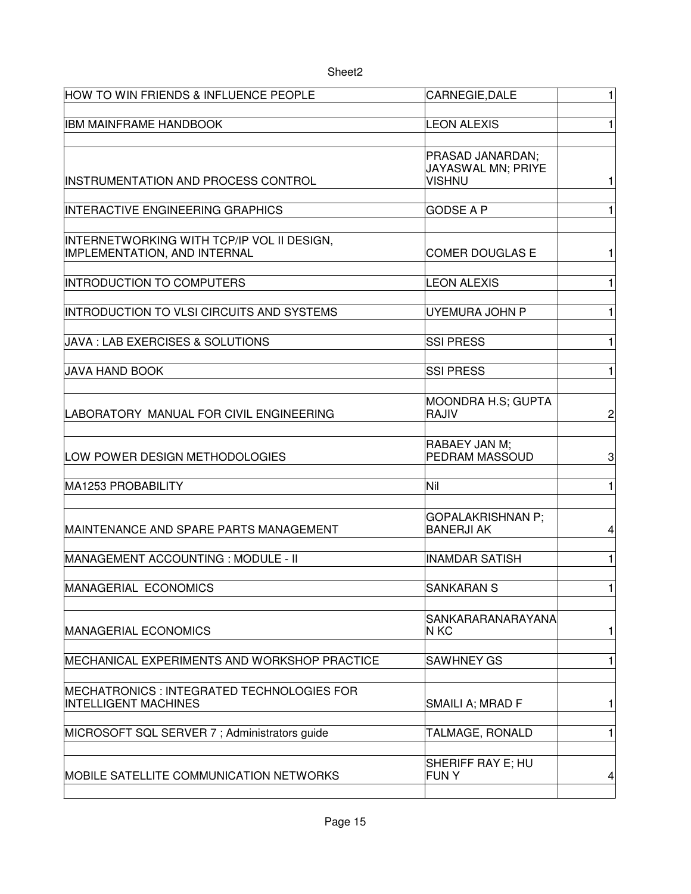| | | |
|---|---|---|
| HOW TO WIN FRIENDS & INFLUENCE PEOPLE | CARNEGIE,DALE | 1 |
| IBM MAINFRAME HANDBOOK | LEON ALEXIS | 1 |
| INSTRUMENTATION AND PROCESS CONTROL | PRASAD JANARDAN; JAYASWAL MN; PRIYE VISHNU | 1 |
| INTERACTIVE ENGINEERING GRAPHICS | GODSE A P | 1 |
| INTERNETWORKING WITH TCP/IP VOL II DESIGN, IMPLEMENTATION, AND INTERNAL | COMER DOUGLAS E | 1 |
| INTRODUCTION TO COMPUTERS | LEON ALEXIS | 1 |
| INTRODUCTION TO VLSI CIRCUITS AND SYSTEMS | UYEMURA JOHN P | 1 |
| JAVA : LAB EXERCISES & SOLUTIONS | SSI PRESS | 1 |
| JAVA HAND BOOK | SSI PRESS | 1 |
| LABORATORY MANUAL FOR CIVIL ENGINEERING | MOONDRA H.S; GUPTA RAJIV | 2 |
| LOW POWER DESIGN METHODOLOGIES | RABAEY JAN M; PEDRAM MASSOUD | 3 |
| MA1253 PROBABILITY | Nil | 1 |
| MAINTENANCE AND SPARE PARTS MANAGEMENT | GOPALAKRISHNAN P; BANERJI AK | 4 |
| MANAGEMENT ACCOUNTING : MODULE - II | INAMDAR SATISH | 1 |
| MANAGERIAL ECONOMICS | SANKARAN S | 1 |
| MANAGERIAL ECONOMICS | SANKARARANARAYANAN KC | 1 |
| MECHANICAL EXPERIMENTS AND WORKSHOP PRACTICE | SAWHNEY GS | 1 |
| MECHATRONICS : INTEGRATED TECHNOLOGIES FOR INTELLIGENT MACHINES | SMAILI A; MRAD F | 1 |
| MICROSOFT SQL SERVER 7 ; Administrators guide | TALMAGE, RONALD | 1 |
| MOBILE SATELLITE COMMUNICATION NETWORKS | SHERIFF RAY E; HU FUN Y | 4 |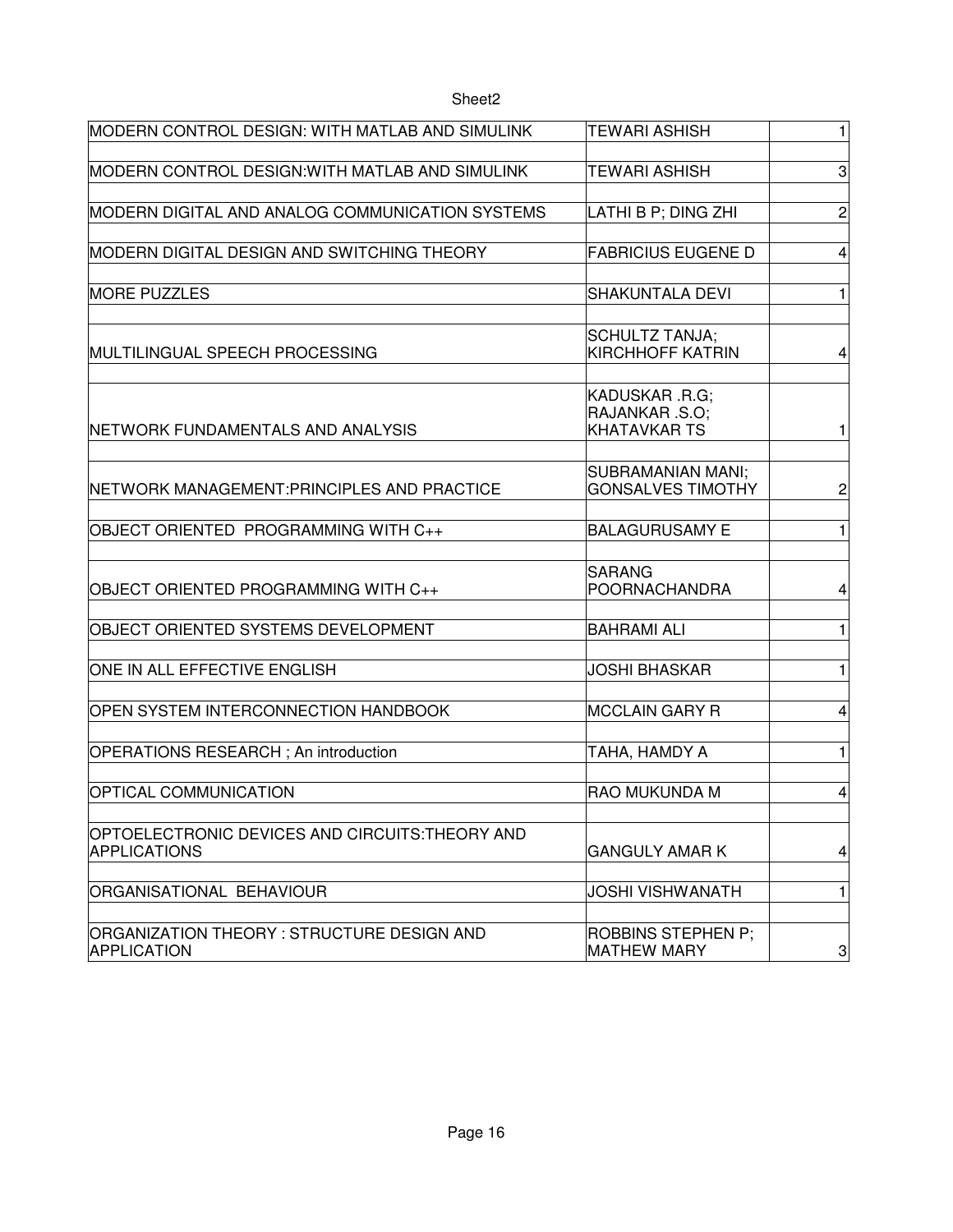| | | |
|---|---|---|
| MODERN CONTROL DESIGN: WITH MATLAB AND SIMULINK | TEWARI ASHISH | 1 |
| MODERN CONTROL DESIGN:WITH MATLAB AND SIMULINK | TEWARI ASHISH | 3 |
| MODERN DIGITAL AND ANALOG COMMUNICATION SYSTEMS | LATHI B P; DING ZHI | 2 |
| MODERN DIGITAL DESIGN AND SWITCHING THEORY | FABRICIUS EUGENE D | 4 |
| MORE PUZZLES | SHAKUNTALA DEVI | 1 |
| MULTILINGUAL SPEECH PROCESSING | SCHULTZ TANJA; KIRCHHOFF KATRIN | 4 |
| NETWORK FUNDAMENTALS AND ANALYSIS | KADUSKAR .R.G; RAJANKAR .S.O; KHATAVKAR TS | 1 |
| NETWORK MANAGEMENT:PRINCIPLES AND PRACTICE | SUBRAMANIAN MANI; GONSALVES TIMOTHY | 2 |
| OBJECT ORIENTED PROGRAMMING WITH C++ | BALAGURUSAMY E | 1 |
| OBJECT ORIENTED PROGRAMMING WITH C++ | SARANG POORNACHANDRA | 4 |
| OBJECT ORIENTED SYSTEMS DEVELOPMENT | BAHRAMI ALI | 1 |
| ONE IN ALL EFFECTIVE ENGLISH | JOSHI BHASKAR | 1 |
| OPEN SYSTEM INTERCONNECTION HANDBOOK | MCCLAIN GARY R | 4 |
| OPERATIONS RESEARCH ; An introduction | TAHA, HAMDY A | 1 |
| OPTICAL COMMUNICATION | RAO MUKUNDA M | 4 |
| OPTOELECTRONIC DEVICES AND CIRCUITS:THEORY AND APPLICATIONS | GANGULY AMAR K | 4 |
| ORGANISATIONAL BEHAVIOUR | JOSHI VISHWANATH | 1 |
| ORGANIZATION THEORY : STRUCTURE DESIGN AND APPLICATION | ROBBINS STEPHEN P; MATHEW MARY | 3 |